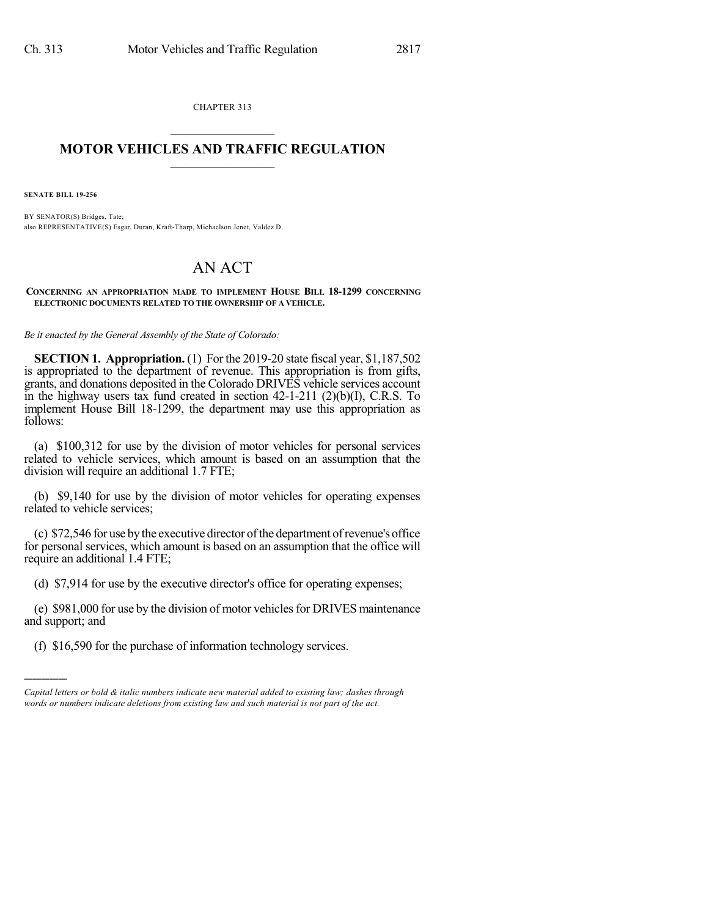CHAPTER 313

# MOTOR VEHICLES AND TRAFFIC REGULATION

**SENATE BILL 19-256**

BY SENATOR(S) Bridges, Tate;
also REPRESENTATIVE(S) Esgar, Duran, Kraft-Tharp, Michaelson Jenet, Valdez D.

# AN ACT

**CONCERNING AN APPROPRIATION MADE TO IMPLEMENT HOUSE BILL 18-1299 CONCERNING ELECTRONIC DOCUMENTS RELATED TO THE OWNERSHIP OF A VEHICLE.**

*Be it enacted by the General Assembly of the State of Colorado:*

**SECTION 1. Appropriation.** (1) For the 2019-20 state fiscal year, $1,187,502 is appropriated to the department of revenue. This appropriation is from gifts, grants, and donations deposited in the Colorado DRIVES vehicle services account in the highway users tax fund created in section 42-1-211 (2)(b)(I), C.R.S. To implement House Bill 18-1299, the department may use this appropriation as follows:

(a) $100,312 for use by the division of motor vehicles for personal services related to vehicle services, which amount is based on an assumption that the division will require an additional 1.7 FTE;

(b) $9,140 for use by the division of motor vehicles for operating expenses related to vehicle services;

(c) $72,546 for use by the executive director of the department of revenue's office for personal services, which amount is based on an assumption that the office will require an additional 1.4 FTE;

(d) $7,914 for use by the executive director's office for operating expenses;

(e) $981,000 for use by the division of motor vehicles for DRIVES maintenance and support; and

(f) $16,590 for the purchase of information technology services.

---

*Capital letters or bold & italic numbers indicate new material added to existing law; dashes through words or numbers indicate deletions from existing law and such material is not part of the act.*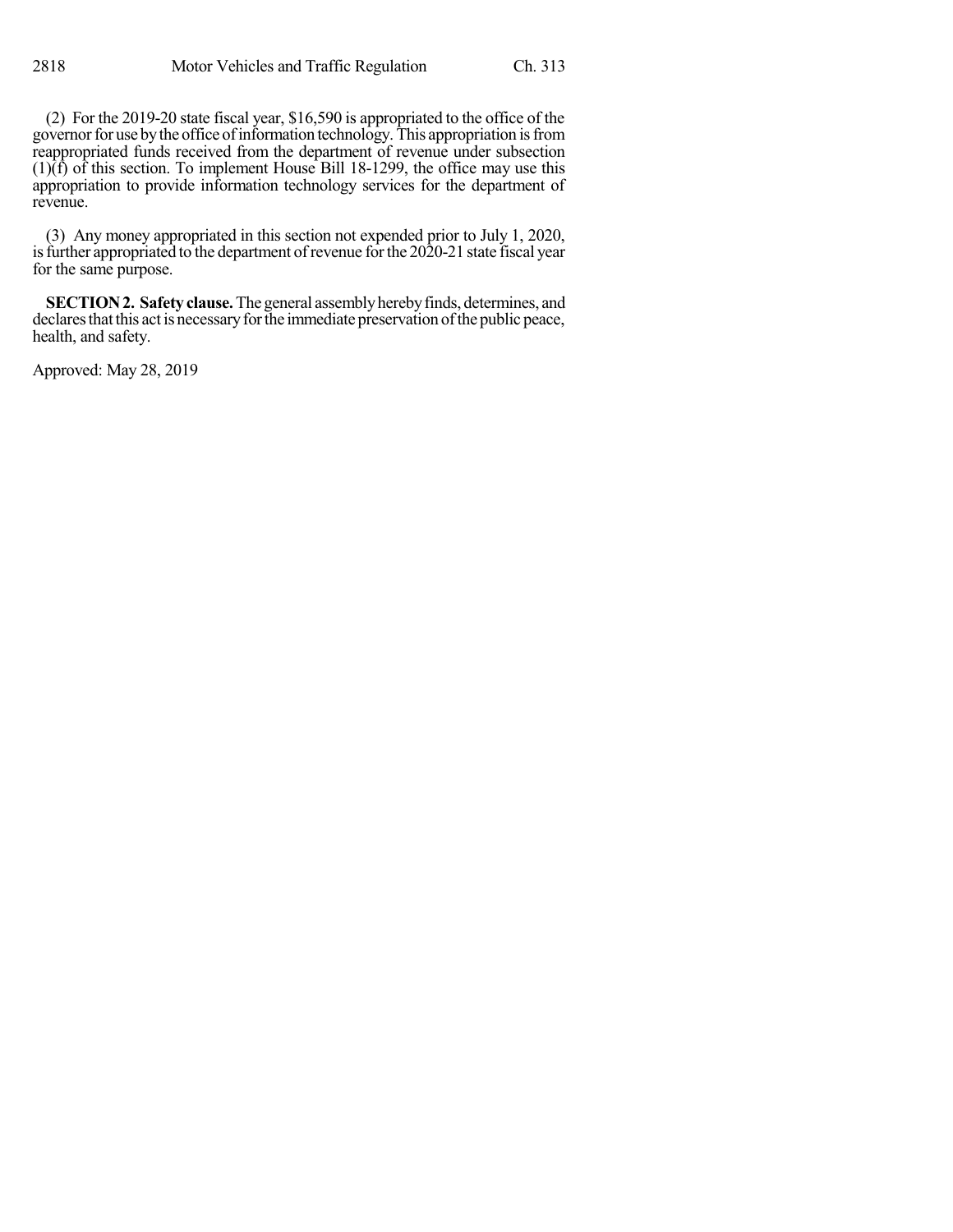(2) For the 2019-20 state fiscal year, $16,590 is appropriated to the office of the governor for use by the office of information technology. This appropriation is from reappropriated funds received from the department of revenue under subsection (1)(f) of this section. To implement House Bill 18-1299, the office may use this appropriation to provide information technology services for the department of revenue.

(3) Any money appropriated in this section not expended prior to July 1, 2020, is further appropriated to the department of revenue for the 2020-21 state fiscal year for the same purpose.

**SECTION 2. Safety clause.** The general assembly hereby finds, determines, and declares that this act is necessary for the immediate preservation of the public peace, health, and safety.

Approved: May 28, 2019